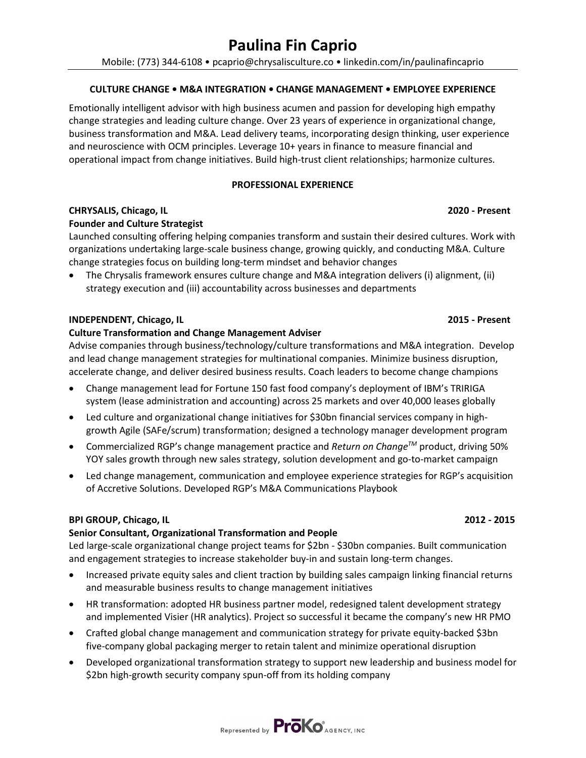# Paulina Fin Caprio

Mobile: (773) 344-6108 • pcaprio@chrysalisculture.co • linkedin.com/in/paulinafincaprio

**CULTURE CHANGE • M&A INTEGRATION • CHANGE MANAGEMENT • EMPLOYEE EXPERIENCE**

Emotionally intelligent advisor with high business acumen and passion for developing high empathy change strategies and leading culture change. Over 23 years of experience in organizational change, business transformation and M&A. Lead delivery teams, incorporating design thinking, user experience and neuroscience with OCM principles. Leverage 10+ years in finance to measure financial and operational impact from change initiatives. Build high-trust client relationships; harmonize cultures.

## PROFESSIONAL EXPERIENCE

**CHRYSALIS, Chicago, IL** **2020 - Present**
**Founder and Culture Strategist**

Launched consulting offering helping companies transform and sustain their desired cultures. Work with organizations undertaking large-scale business change, growing quickly, and conducting M&A. Culture change strategies focus on building long-term mindset and behavior changes

- The Chrysalis framework ensures culture change and M&A integration delivers (i) alignment, (ii) strategy execution and (iii) accountability across businesses and departments

**INDEPENDENT, Chicago, IL** **2015 - Present**
**Culture Transformation and Change Management Adviser**

Advise companies through business/technology/culture transformations and M&A integration. Develop and lead change management strategies for multinational companies. Minimize business disruption, accelerate change, and deliver desired business results. Coach leaders to become change champions

- Change management lead for Fortune 150 fast food company's deployment of IBM's TRIRIGA system (lease administration and accounting) across 25 markets and over 40,000 leases globally
- Led culture and organizational change initiatives for $30bn financial services company in high-growth Agile (SAFe/scrum) transformation; designed a technology manager development program
- Commercialized RGP's change management practice and *Return on Change*™ product, driving 50% YOY sales growth through new sales strategy, solution development and go-to-market campaign
- Led change management, communication and employee experience strategies for RGP's acquisition of Accretive Solutions. Developed RGP's M&A Communications Playbook

**BPI GROUP, Chicago, IL** **2012 - 2015**
**Senior Consultant, Organizational Transformation and People**

Led large-scale organizational change project teams for $2bn - $30bn companies. Built communication and engagement strategies to increase stakeholder buy-in and sustain long-term changes.

- Increased private equity sales and client traction by building sales campaign linking financial returns and measurable business results to change management initiatives
- HR transformation: adopted HR business partner model, redesigned talent development strategy and implemented Visier (HR analytics). Project so successful it became the company's new HR PMO
- Crafted global change management and communication strategy for private equity-backed $3bn five-company global packaging merger to retain talent and minimize operational disruption
- Developed organizational transformation strategy to support new leadership and business model for $2bn high-growth security company spun-off from its holding company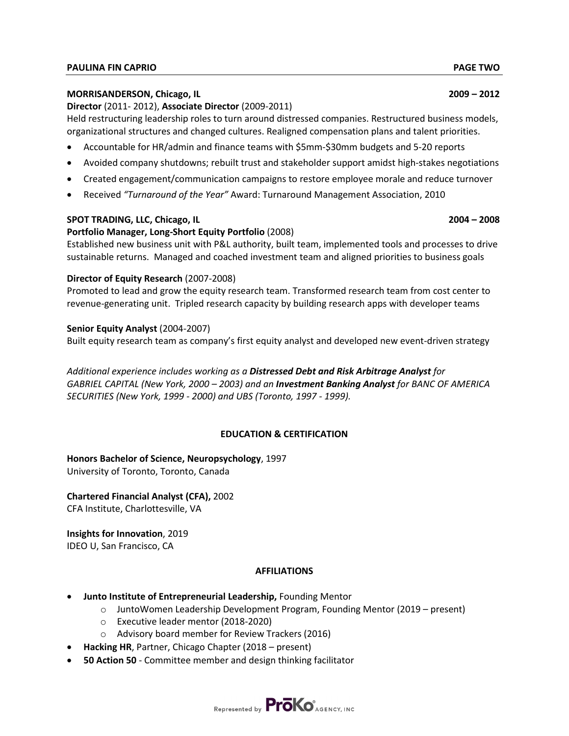**MORRISANDERSON, Chicago, IL** **2009 – 2012**

**Director** (2011- 2012), **Associate Director** (2009-2011)

Held restructuring leadership roles to turn around distressed companies. Restructured business models, organizational structures and changed cultures. Realigned compensation plans and talent priorities.

- Accountable for HR/admin and finance teams with $5mm-$30mm budgets and 5-20 reports
- Avoided company shutdowns; rebuilt trust and stakeholder support amidst high-stakes negotiations
- Created engagement/communication campaigns to restore employee morale and reduce turnover
- Received *"Turnaround of the Year"* Award: Turnaround Management Association, 2010

**SPOT TRADING, LLC, Chicago, IL** **2004 – 2008**

**Portfolio Manager, Long-Short Equity Portfolio** (2008)

Established new business unit with P&L authority, built team, implemented tools and processes to drive sustainable returns. Managed and coached investment team and aligned priorities to business goals

**Director of Equity Research** (2007-2008)

Promoted to lead and grow the equity research team. Transformed research team from cost center to revenue-generating unit. Tripled research capacity by building research apps with developer teams

**Senior Equity Analyst** (2004-2007)

Built equity research team as company's first equity analyst and developed new event-driven strategy

*Additional experience includes working as a **Distressed Debt and Risk Arbitrage Analyst** for GABRIEL CAPITAL (New York, 2000 – 2003) and an **Investment Banking Analyst** for BANC OF AMERICA SECURITIES (New York, 1999 - 2000) and UBS (Toronto, 1997 - 1999).*

## EDUCATION & CERTIFICATION

**Honors Bachelor of Science, Neuropsychology**, 1997
University of Toronto, Toronto, Canada

**Chartered Financial Analyst (CFA),** 2002
CFA Institute, Charlottesville, VA

**Insights for Innovation**, 2019
IDEO U, San Francisco, CA

## AFFILIATIONS

- **Junto Institute of Entrepreneurial Leadership,** Founding Mentor
  - JuntoWomen Leadership Development Program, Founding Mentor (2019 – present)
  - Executive leader mentor (2018-2020)
  - Advisory board member for Review Trackers (2016)
- **Hacking HR**, Partner, Chicago Chapter (2018 – present)
- **50 Action 50** - Committee member and design thinking facilitator

Represented by ProKo Agency, Inc